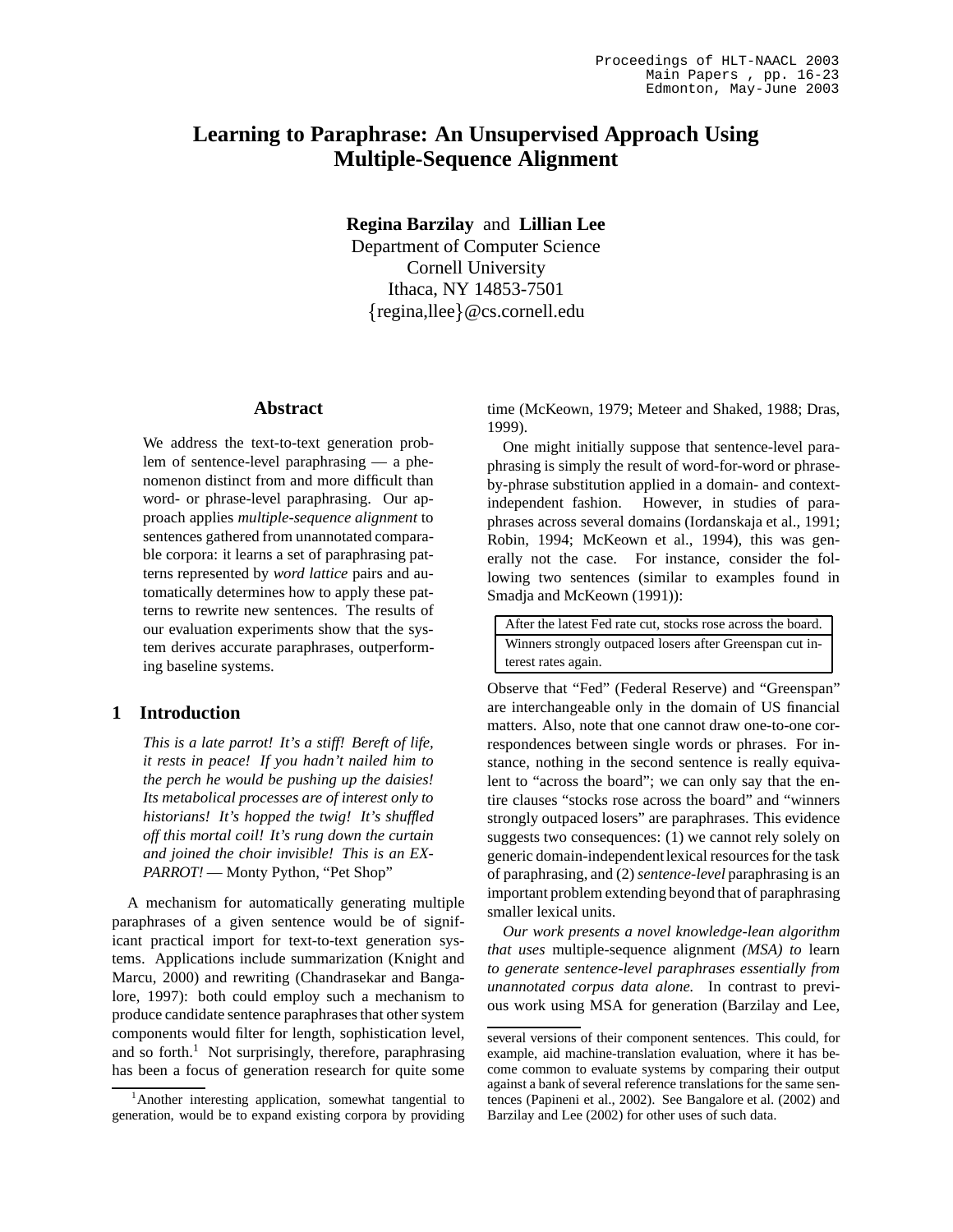# Learning to Paraphrase: An Unsupervised Approach Using Multiple-Sequence Alignment

**Regina Barzilay** and **Lillian Lee**
Department of Computer Science
Cornell University
Ithaca, NY 14853-7501
{regina,llee}@cs.cornell.edu

## Abstract

We address the text-to-text generation problem of sentence-level paraphrasing — a phenomenon distinct from and more difficult than word- or phrase-level paraphrasing. Our approach applies *multiple-sequence alignment* to sentences gathered from unannotated comparable corpora: it learns a set of paraphrasing patterns represented by *word lattice* pairs and automatically determines how to apply these patterns to rewrite new sentences. The results of our evaluation experiments show that the system derives accurate paraphrases, outperforming baseline systems.

## 1 Introduction

*This is a late parrot! It's a stiff! Bereft of life, it rests in peace! If you hadn't nailed him to the perch he would be pushing up the daisies! Its metabolical processes are of interest only to historians! It's hopped the twig! It's shuffled off this mortal coil! It's rung down the curtain and joined the choir invisible! This is an EX-PARROT!* — Monty Python, "Pet Shop"

A mechanism for automatically generating multiple paraphrases of a given sentence would be of significant practical import for text-to-text generation systems. Applications include summarization (Knight and Marcu, 2000) and rewriting (Chandrasekar and Bangalore, 1997): both could employ such a mechanism to produce candidate sentence paraphrases that other system components would filter for length, sophistication level, and so forth.[1] Not surprisingly, therefore, paraphrasing has been a focus of generation research for quite some time (McKeown, 1979; Meteer and Shaked, 1988; Dras, 1999).

One might initially suppose that sentence-level paraphrasing is simply the result of word-for-word or phrase-by-phrase substitution applied in a domain- and context-independent fashion. However, in studies of paraphrases across several domains (Iordanskaja et al., 1991; Robin, 1994; McKeown et al., 1994), this was generally not the case. For instance, consider the following two sentences (similar to examples found in Smadja and McKeown (1991)):

| After the latest Fed rate cut, stocks rose across the board. |
|---|
| Winners strongly outpaced losers after Greenspan cut interest rates again. |

Observe that "Fed" (Federal Reserve) and "Greenspan" are interchangeable only in the domain of US financial matters. Also, note that one cannot draw one-to-one correspondences between single words or phrases. For instance, nothing in the second sentence is really equivalent to "across the board"; we can only say that the entire clauses "stocks rose across the board" and "winners strongly outpaced losers" are paraphrases. This evidence suggests two consequences: (1) we cannot rely solely on generic domain-independent lexical resources for the task of paraphrasing, and (2) *sentence-level* paraphrasing is an important problem extending beyond that of paraphrasing smaller lexical units.

*Our work presents a novel knowledge-lean algorithm that uses* multiple-sequence alignment *(MSA) to* learn *to generate sentence-level paraphrases essentially from unannotated corpus data alone.* In contrast to previous work using MSA for generation (Barzilay and Lee,

[1] Another interesting application, somewhat tangential to generation, would be to expand existing corpora by providing several versions of their component sentences. This could, for example, aid machine-translation evaluation, where it has become common to evaluate systems by comparing their output against a bank of several reference translations for the same sentences (Papineni et al., 2002). See Bangalore et al. (2002) and Barzilay and Lee (2002) for other uses of such data.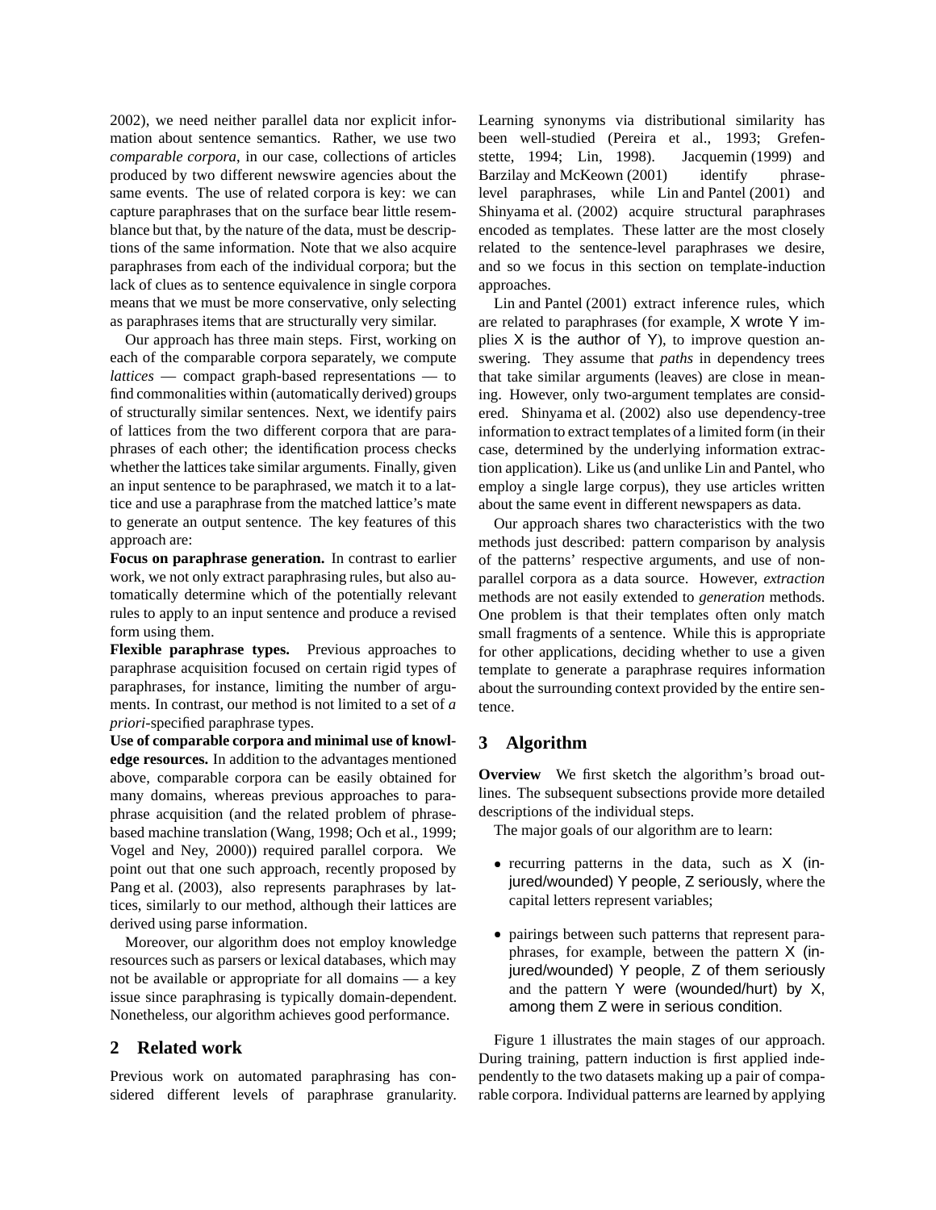2002), we need neither parallel data nor explicit information about sentence semantics. Rather, we use two *comparable corpora*, in our case, collections of articles produced by two different newswire agencies about the same events. The use of related corpora is key: we can capture paraphrases that on the surface bear little resemblance but that, by the nature of the data, must be descriptions of the same information. Note that we also acquire paraphrases from each of the individual corpora; but the lack of clues as to sentence equivalence in single corpora means that we must be more conservative, only selecting as paraphrases items that are structurally very similar.

Our approach has three main steps. First, working on each of the comparable corpora separately, we compute *lattices* — compact graph-based representations — to find commonalities within (automatically derived) groups of structurally similar sentences. Next, we identify pairs of lattices from the two different corpora that are paraphrases of each other; the identification process checks whether the lattices take similar arguments. Finally, given an input sentence to be paraphrased, we match it to a lattice and use a paraphrase from the matched lattice's mate to generate an output sentence. The key features of this approach are:

**Focus on paraphrase generation.** In contrast to earlier work, we not only extract paraphrasing rules, but also automatically determine which of the potentially relevant rules to apply to an input sentence and produce a revised form using them.

**Flexible paraphrase types.** Previous approaches to paraphrase acquisition focused on certain rigid types of paraphrases, for instance, limiting the number of arguments. In contrast, our method is not limited to a set of *a priori*-specified paraphrase types.

**Use of comparable corpora and minimal use of knowledge resources.** In addition to the advantages mentioned above, comparable corpora can be easily obtained for many domains, whereas previous approaches to paraphrase acquisition (and the related problem of phrase-based machine translation (Wang, 1998; Och et al., 1999; Vogel and Ney, 2000)) required parallel corpora. We point out that one such approach, recently proposed by Pang et al. (2003), also represents paraphrases by lattices, similarly to our method, although their lattices are derived using parse information.

Moreover, our algorithm does not employ knowledge resources such as parsers or lexical databases, which may not be available or appropriate for all domains — a key issue since paraphrasing is typically domain-dependent. Nonetheless, our algorithm achieves good performance.

## 2 Related work

Previous work on automated paraphrasing has considered different levels of paraphrase granularity. Learning synonyms via distributional similarity has been well-studied (Pereira et al., 1993; Grefenstette, 1994; Lin, 1998). Jacquemin (1999) and Barzilay and McKeown (2001) identify phrase-level paraphrases, while Lin and Pantel (2001) and Shinyama et al. (2002) acquire structural paraphrases encoded as templates. These latter are the most closely related to the sentence-level paraphrases we desire, and so we focus in this section on template-induction approaches.

Lin and Pantel (2001) extract inference rules, which are related to paraphrases (for example, X wrote Y implies X is the author of Y), to improve question answering. They assume that *paths* in dependency trees that take similar arguments (leaves) are close in meaning. However, only two-argument templates are considered. Shinyama et al. (2002) also use dependency-tree information to extract templates of a limited form (in their case, determined by the underlying information extraction application). Like us (and unlike Lin and Pantel, who employ a single large corpus), they use articles written about the same event in different newspapers as data.

Our approach shares two characteristics with the two methods just described: pattern comparison by analysis of the patterns' respective arguments, and use of non-parallel corpora as a data source. However, *extraction* methods are not easily extended to *generation* methods. One problem is that their templates often only match small fragments of a sentence. While this is appropriate for other applications, deciding whether to use a given template to generate a paraphrase requires information about the surrounding context provided by the entire sentence.

## 3 Algorithm

**Overview** We first sketch the algorithm's broad outlines. The subsequent subsections provide more detailed descriptions of the individual steps.

The major goals of our algorithm are to learn:

- recurring patterns in the data, such as X (injured/wounded) Y people, Z seriously, where the capital letters represent variables;
- pairings between such patterns that represent paraphrases, for example, between the pattern X (injured/wounded) Y people, Z of them seriously and the pattern Y were (wounded/hurt) by X, among them Z were in serious condition.

Figure 1 illustrates the main stages of our approach. During training, pattern induction is first applied independently to the two datasets making up a pair of comparable corpora. Individual patterns are learned by applying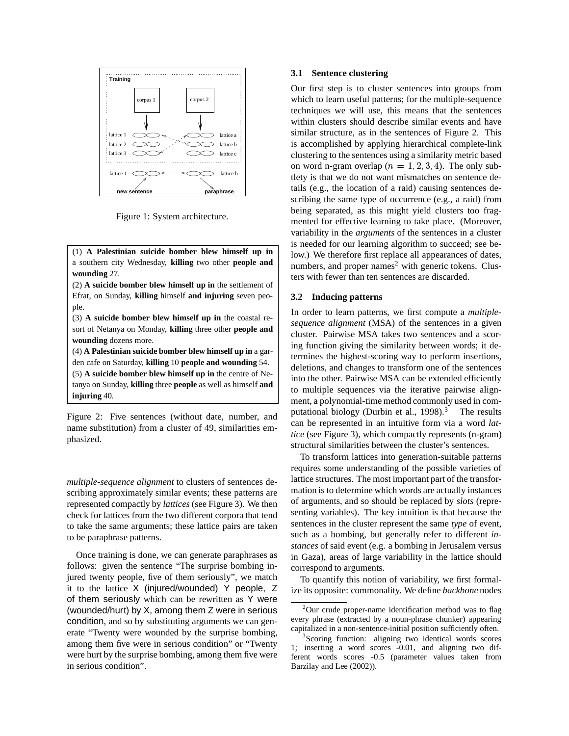Figure 1: System architecture.

(1) **A Palestinian suicide bomber blew himself up in** a southern city Wednesday, **killing** two other **people and wounding** 27.

(2) **A suicide bomber blew himself up in** the settlement of Efrat, on Sunday, **killing** himself **and injuring** seven people.

(3) **A suicide bomber blew himself up in** the coastal resort of Netanya on Monday, **killing** three other **people and wounding** dozens more.

(4) **A Palestinian suicide bomber blew himself up in** a garden cafe on Saturday, **killing** 10 **people and wounding** 54.

(5) **A suicide bomber blew himself up in** the centre of Netanya on Sunday, **killing** three **people** as well as himself **and injuring** 40.

Figure 2: Five sentences (without date, number, and name substitution) from a cluster of 49, similarities emphasized.

*multiple-sequence alignment* to clusters of sentences describing approximately similar events; these patterns are represented compactly by *lattices* (see Figure 3). We then check for lattices from the two different corpora that tend to take the same arguments; these lattice pairs are taken to be paraphrase patterns.

Once training is done, we can generate paraphrases as follows: given the sentence "The surprise bombing injured twenty people, five of them seriously", we match it to the lattice X (injured/wounded) Y people, Z of them seriously which can be rewritten as Y were (wounded/hurt) by X, among them Z were in serious condition, and so by substituting arguments we can generate "Twenty were wounded by the surprise bombing, among them five were in serious condition" or "Twenty were hurt by the surprise bombing, among them five were in serious condition".

### 3.1 Sentence clustering

Our first step is to cluster sentences into groups from which to learn useful patterns; for the multiple-sequence techniques we will use, this means that the sentences within clusters should describe similar events and have similar structure, as in the sentences of Figure 2. This is accomplished by applying hierarchical complete-link clustering to the sentences using a similarity metric based on word n-gram overlap ($n = 1, 2, 3, 4$). The only subtlety is that we do not want mismatches on sentence details (e.g., the location of a raid) causing sentences describing the same type of occurrence (e.g., a raid) from being separated, as this might yield clusters too fragmented for effective learning to take place. (Moreover, variability in the *arguments* of the sentences in a cluster is needed for our learning algorithm to succeed; see below.) We therefore first replace all appearances of dates, numbers, and proper names[2] with generic tokens. Clusters with fewer than ten sentences are discarded.

### 3.2 Inducing patterns

In order to learn patterns, we first compute a *multiple-sequence alignment* (MSA) of the sentences in a given cluster. Pairwise MSA takes two sentences and a scoring function giving the similarity between words; it determines the highest-scoring way to perform insertions, deletions, and changes to transform one of the sentences into the other. Pairwise MSA can be extended efficiently to multiple sequences via the iterative pairwise alignment, a polynomial-time method commonly used in computational biology (Durbin et al., 1998).[3] The results can be represented in an intuitive form via a word *lattice* (see Figure 3), which compactly represents (n-gram) structural similarities between the cluster's sentences.

To transform lattices into generation-suitable patterns requires some understanding of the possible varieties of lattice structures. The most important part of the transformation is to determine which words are actually instances of arguments, and so should be replaced by *slots* (representing variables). The key intuition is that because the sentences in the cluster represent the same *type* of event, such as a bombing, but generally refer to different *instances* of said event (e.g. a bombing in Jerusalem versus in Gaza), areas of large variability in the lattice should correspond to arguments.

To quantify this notion of variability, we first formalize its opposite: commonality. We define *backbone* nodes

---

[2] Our crude proper-name identification method was to flag every phrase (extracted by a noun-phrase chunker) appearing capitalized in a non-sentence-initial position sufficiently often.

[3] Scoring function: aligning two identical words scores 1; inserting a word scores -0.01, and aligning two different words scores -0.5 (parameter values taken from Barzilay and Lee (2002)).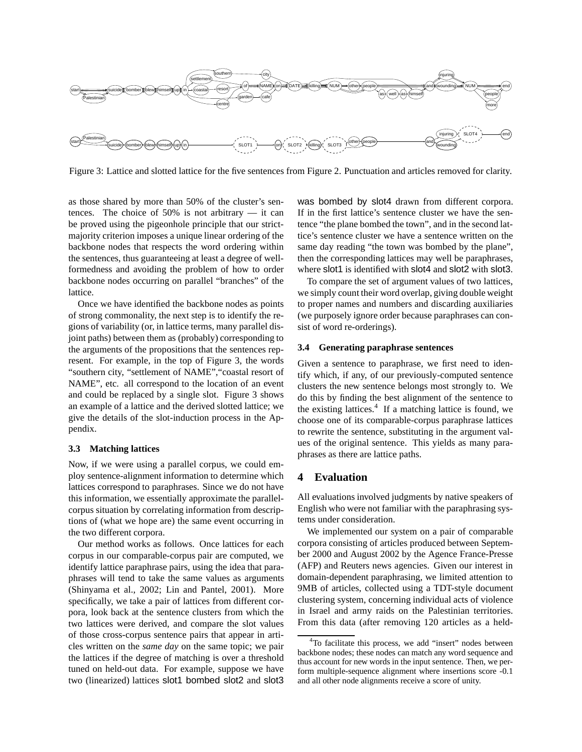Figure 3: Lattice and slotted lattice for the five sentences from Figure 2. Punctuation and articles removed for clarity.

as those shared by more than 50% of the cluster's sentences. The choice of 50% is not arbitrary — it can be proved using the pigeonhole principle that our strict-majority criterion imposes a unique linear ordering of the backbone nodes that respects the word ordering within the sentences, thus guaranteeing at least a degree of well-formedness and avoiding the problem of how to order backbone nodes occurring on parallel "branches" of the lattice.

Once we have identified the backbone nodes as points of strong commonality, the next step is to identify the regions of variability (or, in lattice terms, many parallel disjoint paths) between them as (probably) corresponding to the arguments of the propositions that the sentences represent. For example, in the top of Figure 3, the words "southern city, "settlement of NAME","coastal resort of NAME", etc. all correspond to the location of an event and could be replaced by a single slot. Figure 3 shows an example of a lattice and the derived slotted lattice; we give the details of the slot-induction process in the Appendix.

### 3.3 Matching lattices

Now, if we were using a parallel corpus, we could employ sentence-alignment information to determine which lattices correspond to paraphrases. Since we do not have this information, we essentially approximate the parallel-corpus situation by correlating information from descriptions of (what we hope are) the same event occurring in the two different corpora.

Our method works as follows. Once lattices for each corpus in our comparable-corpus pair are computed, we identify lattice paraphrase pairs, using the idea that paraphrases will tend to take the same values as arguments (Shinyama et al., 2002; Lin and Pantel, 2001). More specifically, we take a pair of lattices from different corpora, look back at the sentence clusters from which the two lattices were derived, and compare the slot values of those cross-corpus sentence pairs that appear in articles written on the *same day* on the same topic; we pair the lattices if the degree of matching is over a threshold tuned on held-out data. For example, suppose we have two (linearized) lattices slot1 bombed slot2 and slot3 was bombed by slot4 drawn from different corpora. If in the first lattice's sentence cluster we have the sentence "the plane bombed the town", and in the second lattice's sentence cluster we have a sentence written on the same day reading "the town was bombed by the plane", then the corresponding lattices may well be paraphrases, where slot1 is identified with slot4 and slot2 with slot3.

To compare the set of argument values of two lattices, we simply count their word overlap, giving double weight to proper names and numbers and discarding auxiliaries (we purposely ignore order because paraphrases can consist of word re-orderings).

### 3.4 Generating paraphrase sentences

Given a sentence to paraphrase, we first need to identify which, if any, of our previously-computed sentence clusters the new sentence belongs most strongly to. We do this by finding the best alignment of the sentence to the existing lattices.[4] If a matching lattice is found, we choose one of its comparable-corpus paraphrase lattices to rewrite the sentence, substituting in the argument values of the original sentence. This yields as many paraphrases as there are lattice paths.

## 4 Evaluation

All evaluations involved judgments by native speakers of English who were not familiar with the paraphrasing systems under consideration.

We implemented our system on a pair of comparable corpora consisting of articles produced between September 2000 and August 2002 by the Agence France-Presse (AFP) and Reuters news agencies. Given our interest in domain-dependent paraphrasing, we limited attention to 9MB of articles, collected using a TDT-style document clustering system, concerning individual acts of violence in Israel and army raids on the Palestinian territories. From this data (after removing 120 articles as a held-

[4] To facilitate this process, we add "insert" nodes between backbone nodes; these nodes can match any word sequence and thus account for new words in the input sentence. Then, we perform multiple-sequence alignment where insertions score -0.1 and all other node alignments receive a score of unity.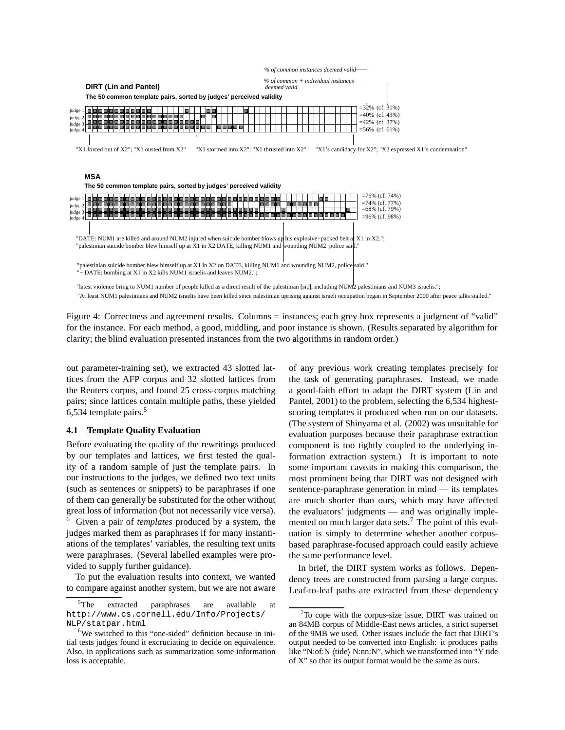% of common instances deemed valid

% of common + individual instances deemed valid

**DIRT (Lin and Pantel)**

**The 50 common template pairs, sorted by judges' perceived validity**

judge 1 =32% (cf. 31%)
judge 2 =40% (cf. 43%)
judge 3 =42% (cf. 37%)
judge 4 =56% (cf. 61%)

"X1 forced out of X2"; "X1 ousted from X2" "X1 stormed into X2"; "X1 thrusted into X2" "X1's candidacy for X2"; "X2 expressed X1's condemnation"

**MSA**

**The 50 common template pairs, sorted by judges' perceived validity**

judge 1 =76% (cf. 74%)
judge 2 =74% (cf. 77%)
judge 3 =68% (cf. 79%)
judge 4 =96% (cf. 98%)

"DATE: NUM1 are killed and around NUM2 injured when suicide bomber blows up his explosive−packed belt at X1 in X2.";
"palestinian suicide bomber blew himself up at X1 in X2 DATE, killing NUM1 and wounding NUM2 police said."

"palestinian suicide bomber blew himself up at X1 in X2 on DATE, killing NUM1 and wounding NUM2, police said."
"− DATE: bombing at X1 in X2 kills NUM1 israelis and leaves NUM2.";

"latest violence bring to NUM1 number of people killed as a direct result of the palestinian [sic], including NUM2 palestinians and NUM3 israelis.";
"At least NUM1 palestinians and NUM2 israelis have been killed since palestinian uprising against israeli occupation began in September 2000 after peace talks stalled."

Figure 4: Correctness and agreement results. Columns = instances; each grey box represents a judgment of "valid" for the instance. For each method, a good, middling, and poor instance is shown. (Results separated by algorithm for clarity; the blind evaluation presented instances from the two algorithms in random order.)

out parameter-training set), we extracted 43 slotted lattices from the AFP corpus and 32 slotted lattices from the Reuters corpus, and found 25 cross-corpus matching pairs; since lattices contain multiple paths, these yielded 6,534 template pairs.[5]

### 4.1 Template Quality Evaluation

Before evaluating the quality of the rewritings produced by our templates and lattices, we first tested the quality of a random sample of just the template pairs. In our instructions to the judges, we defined two text units (such as sentences or snippets) to be paraphrases if one of them can generally be substituted for the other without great loss of information (but not necessarily vice versa).[6] Given a pair of *templates* produced by a system, the judges marked them as paraphrases if for many instantiations of the templates' variables, the resulting text units were paraphrases. (Several labelled examples were provided to supply further guidance).

To put the evaluation results into context, we wanted to compare against another system, but we are not aware of any previous work creating templates precisely for the task of generating paraphrases. Instead, we made a good-faith effort to adapt the DIRT system (Lin and Pantel, 2001) to the problem, selecting the 6,534 highest-scoring templates it produced when run on our datasets. (The system of Shinyama et al. (2002) was unsuitable for evaluation purposes because their paraphrase extraction component is too tightly coupled to the underlying information extraction system.) It is important to note some important caveats in making this comparison, the most prominent being that DIRT was not designed with sentence-paraphrase generation in mind — its templates are much shorter than ours, which may have affected the evaluators' judgments — and was originally implemented on much larger data sets.[7] The point of this evaluation is simply to determine whether another corpus-based paraphrase-focused approach could easily achieve the same performance level.

In brief, the DIRT system works as follows. Dependency trees are constructed from parsing a large corpus. Leaf-to-leaf paths are extracted from these dependency

[5] The extracted paraphrases are available at `http://www.cs.cornell.edu/Info/Projects/NLP/statpar.html`

[6] We switched to this "one-sided" definition because in initial tests judges found it excruciating to decide on equivalence. Also, in applications such as summarization some information loss is acceptable.

[7] To cope with the corpus-size issue, DIRT was trained on an 84MB corpus of Middle-East news articles, a strict superset of the 9MB we used. Other issues include the fact that DIRT's output needed to be converted into English: it produces paths like "N:of:N ⟨tide⟩ N:nn:N", which we transformed into "Y tide of X" so that its output format would be the same as ours.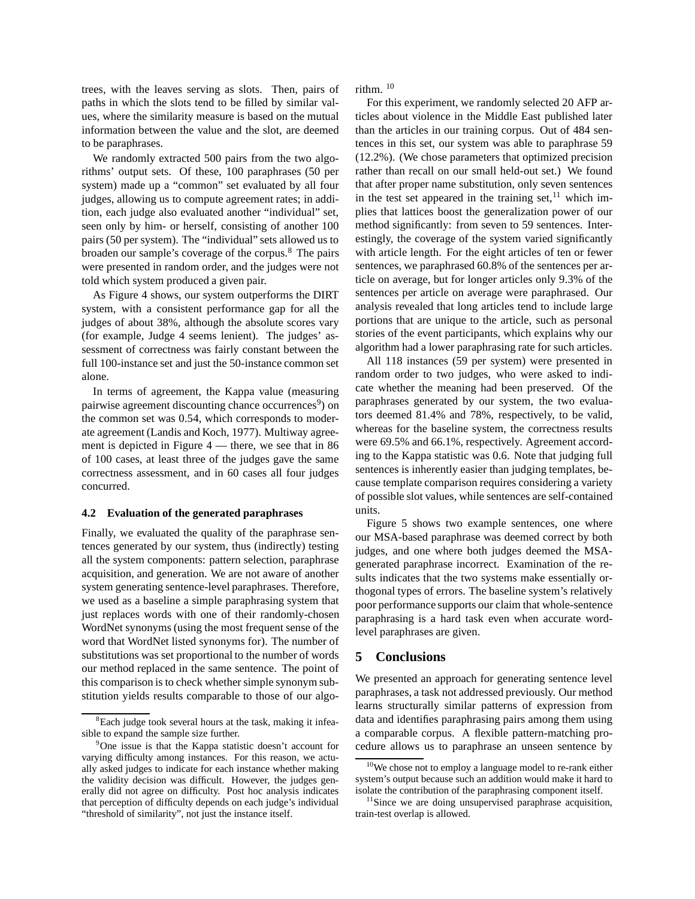trees, with the leaves serving as slots. Then, pairs of paths in which the slots tend to be filled by similar values, where the similarity measure is based on the mutual information between the value and the slot, are deemed to be paraphrases.

We randomly extracted 500 pairs from the two algorithms' output sets. Of these, 100 paraphrases (50 per system) made up a "common" set evaluated by all four judges, allowing us to compute agreement rates; in addition, each judge also evaluated another "individual" set, seen only by him- or herself, consisting of another 100 pairs (50 per system). The "individual" sets allowed us to broaden our sample's coverage of the corpus.[8] The pairs were presented in random order, and the judges were not told which system produced a given pair.

As Figure 4 shows, our system outperforms the DIRT system, with a consistent performance gap for all the judges of about 38%, although the absolute scores vary (for example, Judge 4 seems lenient). The judges' assessment of correctness was fairly constant between the full 100-instance set and just the 50-instance common set alone.

In terms of agreement, the Kappa value (measuring pairwise agreement discounting chance occurrences[9]) on the common set was 0.54, which corresponds to moderate agreement (Landis and Koch, 1977). Multiway agreement is depicted in Figure 4 — there, we see that in 86 of 100 cases, at least three of the judges gave the same correctness assessment, and in 60 cases all four judges concurred.

### 4.2 Evaluation of the generated paraphrases

Finally, we evaluated the quality of the paraphrase sentences generated by our system, thus (indirectly) testing all the system components: pattern selection, paraphrase acquisition, and generation. We are not aware of another system generating sentence-level paraphrases. Therefore, we used as a baseline a simple paraphrasing system that just replaces words with one of their randomly-chosen WordNet synonyms (using the most frequent sense of the word that WordNet listed synonyms for). The number of substitutions was set proportional to the number of words our method replaced in the same sentence. The point of this comparison is to check whether simple synonym substitution yields results comparable to those of our algorithm.[10]

For this experiment, we randomly selected 20 AFP articles about violence in the Middle East published later than the articles in our training corpus. Out of 484 sentences in this set, our system was able to paraphrase 59 (12.2%). (We chose parameters that optimized precision rather than recall on our small held-out set.) We found that after proper name substitution, only seven sentences in the test set appeared in the training set,[11] which implies that lattices boost the generalization power of our method significantly: from seven to 59 sentences. Interestingly, the coverage of the system varied significantly with article length. For the eight articles of ten or fewer sentences, we paraphrased 60.8% of the sentences per article on average, but for longer articles only 9.3% of the sentences per article on average were paraphrased. Our analysis revealed that long articles tend to include large portions that are unique to the article, such as personal stories of the event participants, which explains why our algorithm had a lower paraphrasing rate for such articles.

All 118 instances (59 per system) were presented in random order to two judges, who were asked to indicate whether the meaning had been preserved. Of the paraphrases generated by our system, the two evaluators deemed 81.4% and 78%, respectively, to be valid, whereas for the baseline system, the correctness results were 69.5% and 66.1%, respectively. Agreement according to the Kappa statistic was 0.6. Note that judging full sentences is inherently easier than judging templates, because template comparison requires considering a variety of possible slot values, while sentences are self-contained units.

Figure 5 shows two example sentences, one where our MSA-based paraphrase was deemed correct by both judges, and one where both judges deemed the MSA-generated paraphrase incorrect. Examination of the results indicates that the two systems make essentially orthogonal types of errors. The baseline system's relatively poor performance supports our claim that whole-sentence paraphrasing is a hard task even when accurate word-level paraphrases are given.

## 5 Conclusions

We presented an approach for generating sentence level paraphrases, a task not addressed previously. Our method learns structurally similar patterns of expression from data and identifies paraphrasing pairs among them using a comparable corpus. A flexible pattern-matching procedure allows us to paraphrase an unseen sentence by

---

[8] Each judge took several hours at the task, making it infeasible to expand the sample size further.

[9] One issue is that the Kappa statistic doesn't account for varying difficulty among instances. For this reason, we actually asked judges to indicate for each instance whether making the validity decision was difficult. However, the judges generally did not agree on difficulty. Post hoc analysis indicates that perception of difficulty depends on each judge's individual "threshold of similarity", not just the instance itself.

[10] We chose not to employ a language model to re-rank either system's output because such an addition would make it hard to isolate the contribution of the paraphrasing component itself.

[11] Since we are doing unsupervised paraphrase acquisition, train-test overlap is allowed.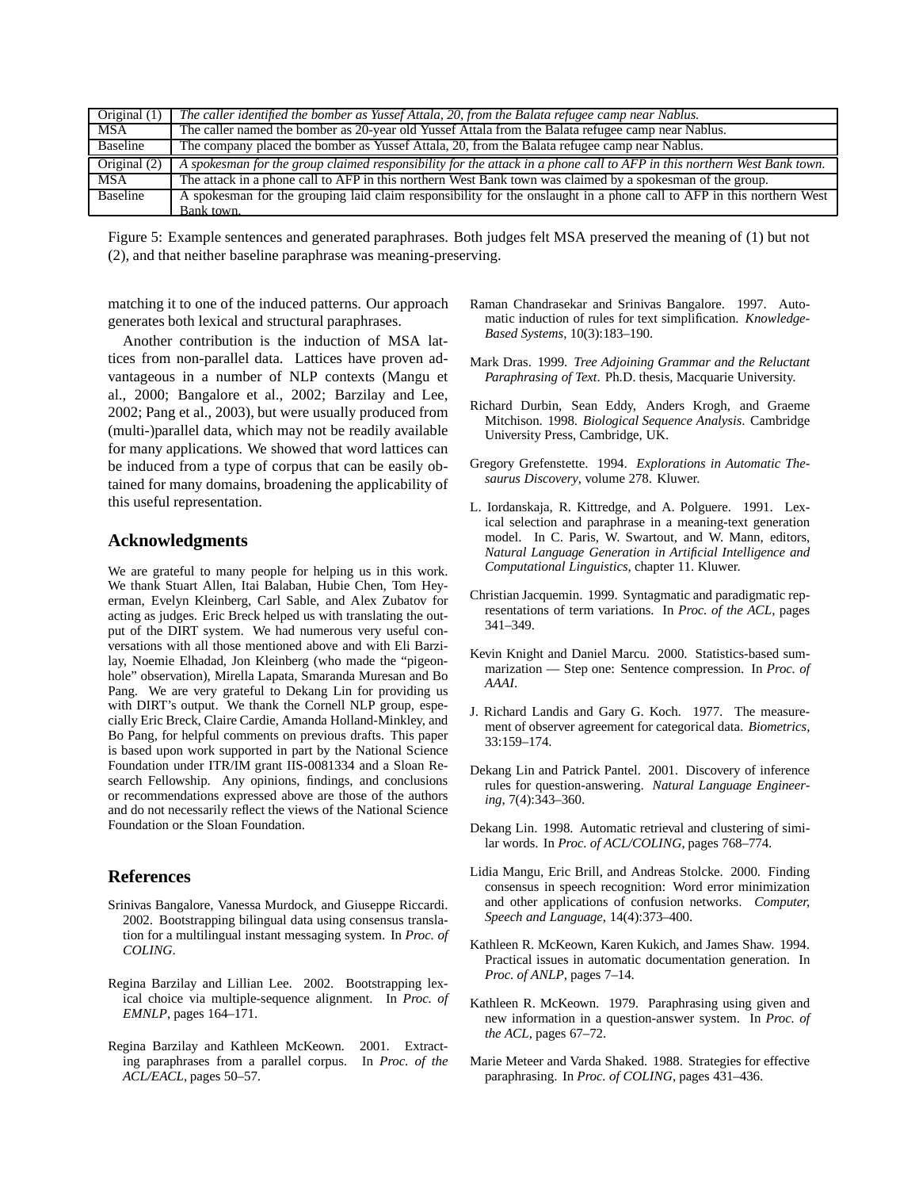| Original (1) | *The caller identified the bomber as Yussef Attala, 20, from the Balata refugee camp near Nablus.* |
|---|---|
| MSA | The caller named the bomber as 20-year old Yussef Attala from the Balata refugee camp near Nablus. |
| Baseline | The company placed the bomber as Yussef Attala, 20, from the Balata refugee camp near Nablus. |
| Original (2) | *A spokesman for the group claimed responsibility for the attack in a phone call to AFP in this northern West Bank town.* |
| MSA | The attack in a phone call to AFP in this northern West Bank town was claimed by a spokesman of the group. |
| Baseline | A spokesman for the grouping laid claim responsibility for the onslaught in a phone call to AFP in this northern West Bank town. |

Figure 5: Example sentences and generated paraphrases. Both judges felt MSA preserved the meaning of (1) but not (2), and that neither baseline paraphrase was meaning-preserving.

matching it to one of the induced patterns. Our approach generates both lexical and structural paraphrases.

Another contribution is the induction of MSA lattices from non-parallel data. Lattices have proven advantageous in a number of NLP contexts (Mangu et al., 2000; Bangalore et al., 2002; Barzilay and Lee, 2002; Pang et al., 2003), but were usually produced from (multi-)parallel data, which may not be readily available for many applications. We showed that word lattices can be induced from a type of corpus that can be easily obtained for many domains, broadening the applicability of this useful representation.

## Acknowledgments

We are grateful to many people for helping us in this work. We thank Stuart Allen, Itai Balaban, Hubie Chen, Tom Heyerman, Evelyn Kleinberg, Carl Sable, and Alex Zubatov for acting as judges. Eric Breck helped us with translating the output of the DIRT system. We had numerous very useful conversations with all those mentioned above and with Eli Barzilay, Noemie Elhadad, Jon Kleinberg (who made the "pigeonhole" observation), Mirella Lapata, Smaranda Muresan and Bo Pang. We are very grateful to Dekang Lin for providing us with DIRT's output. We thank the Cornell NLP group, especially Eric Breck, Claire Cardie, Amanda Holland-Minkley, and Bo Pang, for helpful comments on previous drafts. This paper is based upon work supported in part by the National Science Foundation under ITR/IM grant IIS-0081334 and a Sloan Research Fellowship. Any opinions, findings, and conclusions or recommendations expressed above are those of the authors and do not necessarily reflect the views of the National Science Foundation or the Sloan Foundation.

## References

Srinivas Bangalore, Vanessa Murdock, and Giuseppe Riccardi. 2002. Bootstrapping bilingual data using consensus translation for a multilingual instant messaging system. In *Proc. of COLING*.

Regina Barzilay and Lillian Lee. 2002. Bootstrapping lexical choice via multiple-sequence alignment. In *Proc. of EMNLP*, pages 164–171.

Regina Barzilay and Kathleen McKeown. 2001. Extracting paraphrases from a parallel corpus. In *Proc. of the ACL/EACL*, pages 50–57.

Raman Chandrasekar and Srinivas Bangalore. 1997. Automatic induction of rules for text simplification. *Knowledge-Based Systems*, 10(3):183–190.

Mark Dras. 1999. *Tree Adjoining Grammar and the Reluctant Paraphrasing of Text*. Ph.D. thesis, Macquarie University.

Richard Durbin, Sean Eddy, Anders Krogh, and Graeme Mitchison. 1998. *Biological Sequence Analysis*. Cambridge University Press, Cambridge, UK.

Gregory Grefenstette. 1994. *Explorations in Automatic Thesaurus Discovery*, volume 278. Kluwer.

L. Iordanskaja, R. Kittredge, and A. Polguere. 1991. Lexical selection and paraphrase in a meaning-text generation model. In C. Paris, W. Swartout, and W. Mann, editors, *Natural Language Generation in Artificial Intelligence and Computational Linguistics*, chapter 11. Kluwer.

Christian Jacquemin. 1999. Syntagmatic and paradigmatic representations of term variations. In *Proc. of the ACL*, pages 341–349.

Kevin Knight and Daniel Marcu. 2000. Statistics-based summarization — Step one: Sentence compression. In *Proc. of AAAI*.

J. Richard Landis and Gary G. Koch. 1977. The measurement of observer agreement for categorical data. *Biometrics*, 33:159–174.

Dekang Lin and Patrick Pantel. 2001. Discovery of inference rules for question-answering. *Natural Language Engineering*, 7(4):343–360.

Dekang Lin. 1998. Automatic retrieval and clustering of similar words. In *Proc. of ACL/COLING*, pages 768–774.

Lidia Mangu, Eric Brill, and Andreas Stolcke. 2000. Finding consensus in speech recognition: Word error minimization and other applications of confusion networks. *Computer, Speech and Language*, 14(4):373–400.

Kathleen R. McKeown, Karen Kukich, and James Shaw. 1994. Practical issues in automatic documentation generation. In *Proc. of ANLP*, pages 7–14.

Kathleen R. McKeown. 1979. Paraphrasing using given and new information in a question-answer system. In *Proc. of the ACL*, pages 67–72.

Marie Meteer and Varda Shaked. 1988. Strategies for effective paraphrasing. In *Proc. of COLING*, pages 431–436.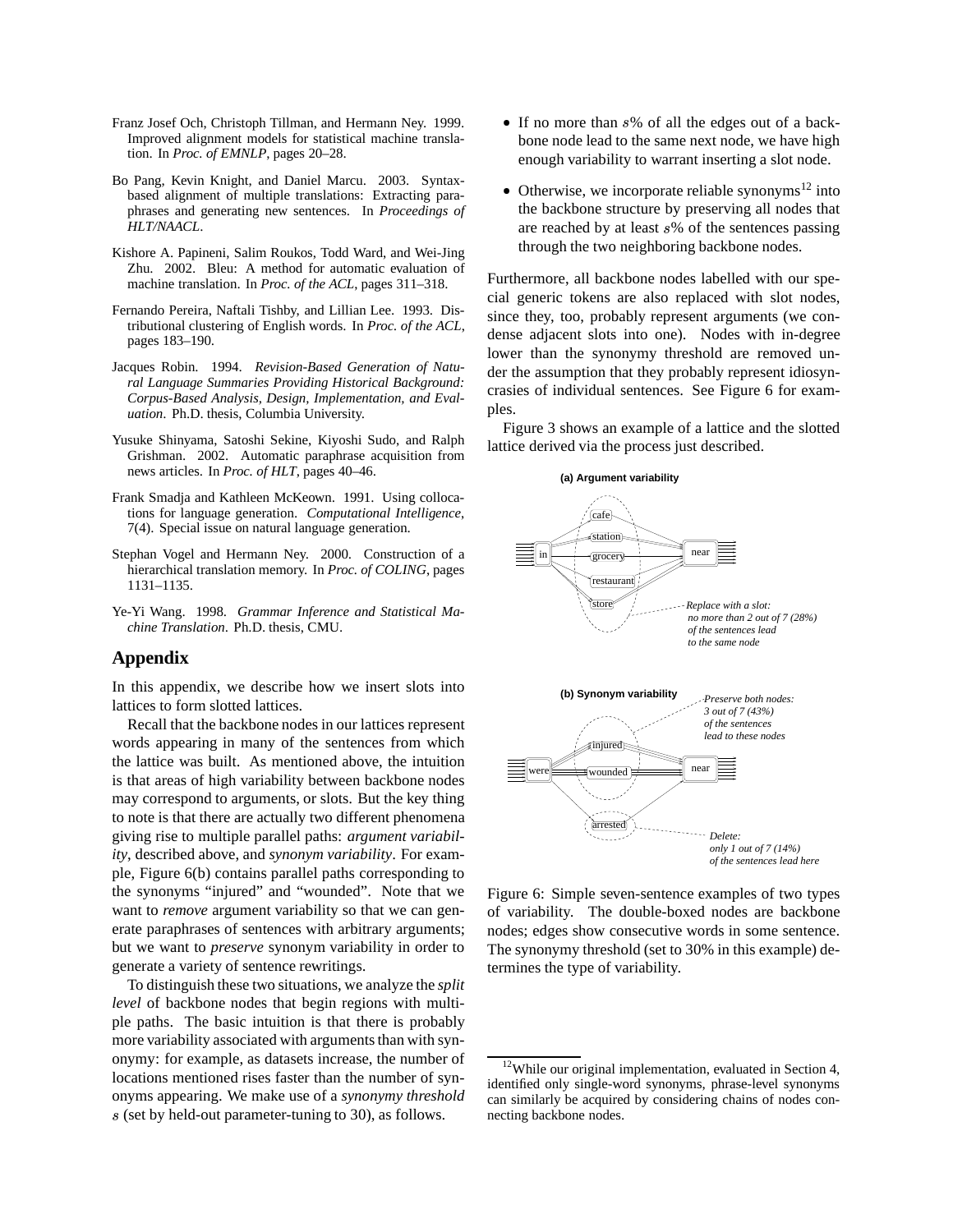Franz Josef Och, Christoph Tillman, and Hermann Ney. 1999. Improved alignment models for statistical machine translation. In *Proc. of EMNLP*, pages 20–28.

Bo Pang, Kevin Knight, and Daniel Marcu. 2003. Syntax-based alignment of multiple translations: Extracting paraphrases and generating new sentences. In *Proceedings of HLT/NAACL*.

Kishore A. Papineni, Salim Roukos, Todd Ward, and Wei-Jing Zhu. 2002. Bleu: A method for automatic evaluation of machine translation. In *Proc. of the ACL*, pages 311–318.

Fernando Pereira, Naftali Tishby, and Lillian Lee. 1993. Distributional clustering of English words. In *Proc. of the ACL*, pages 183–190.

Jacques Robin. 1994. *Revision-Based Generation of Natural Language Summaries Providing Historical Background: Corpus-Based Analysis, Design, Implementation, and Evaluation*. Ph.D. thesis, Columbia University.

Yusuke Shinyama, Satoshi Sekine, Kiyoshi Sudo, and Ralph Grishman. 2002. Automatic paraphrase acquisition from news articles. In *Proc. of HLT*, pages 40–46.

Frank Smadja and Kathleen McKeown. 1991. Using collocations for language generation. *Computational Intelligence*, 7(4). Special issue on natural language generation.

Stephan Vogel and Hermann Ney. 2000. Construction of a hierarchical translation memory. In *Proc. of COLING*, pages 1131–1135.

Ye-Yi Wang. 1998. *Grammar Inference and Statistical Machine Translation*. Ph.D. thesis, CMU.

## Appendix

In this appendix, we describe how we insert slots into lattices to form slotted lattices.

Recall that the backbone nodes in our lattices represent words appearing in many of the sentences from which the lattice was built. As mentioned above, the intuition is that areas of high variability between backbone nodes may correspond to arguments, or slots. But the key thing to note is that there are actually two different phenomena giving rise to multiple parallel paths: *argument variability*, described above, and *synonym variability*. For example, Figure 6(b) contains parallel paths corresponding to the synonyms "injured" and "wounded". Note that we want to *remove* argument variability so that we can generate paraphrases of sentences with arbitrary arguments; but we want to *preserve* synonym variability in order to generate a variety of sentence rewritings.

To distinguish these two situations, we analyze the *split level* of backbone nodes that begin regions with multiple paths. The basic intuition is that there is probably more variability associated with arguments than with synonymy: for example, as datasets increase, the number of locations mentioned rises faster than the number of synonyms appearing. We make use of a *synonymy threshold* $s$ (set by held-out parameter-tuning to 30), as follows.

- If no more than $s$% of all the edges out of a backbone node lead to the same next node, we have high enough variability to warrant inserting a slot node.
- Otherwise, we incorporate reliable synonyms[12] into the backbone structure by preserving all nodes that are reached by at least $s$% of the sentences passing through the two neighboring backbone nodes.

Furthermore, all backbone nodes labelled with our special generic tokens are also replaced with slot nodes, since they, too, probably represent arguments (we condense adjacent slots into one). Nodes with in-degree lower than the synonymy threshold are removed under the assumption that they probably represent idiosyncrasies of individual sentences. See Figure 6 for examples.

Figure 3 shows an example of a lattice and the slotted lattice derived via the process just described.

**(a) Argument variability**

in

cafe

station

grocery

restaurant

store

near

*Replace with a slot: no more than 2 out of 7 (28%) of the sentences lead to the same node*

**(b) Synonym variability**

*Preserve both nodes: 3 out of 7 (43%) of the sentences lead to these nodes*

were

injured

wounded

near

arrested

*Delete: only 1 out of 7 (14%) of the sentences lead here*

Figure 6: Simple seven-sentence examples of two types of variability. The double-boxed nodes are backbone nodes; edges show consecutive words in some sentence. The synonymy threshold (set to 30% in this example) determines the type of variability.

[12] While our original implementation, evaluated in Section 4, identified only single-word synonyms, phrase-level synonyms can similarly be acquired by considering chains of nodes connecting backbone nodes.